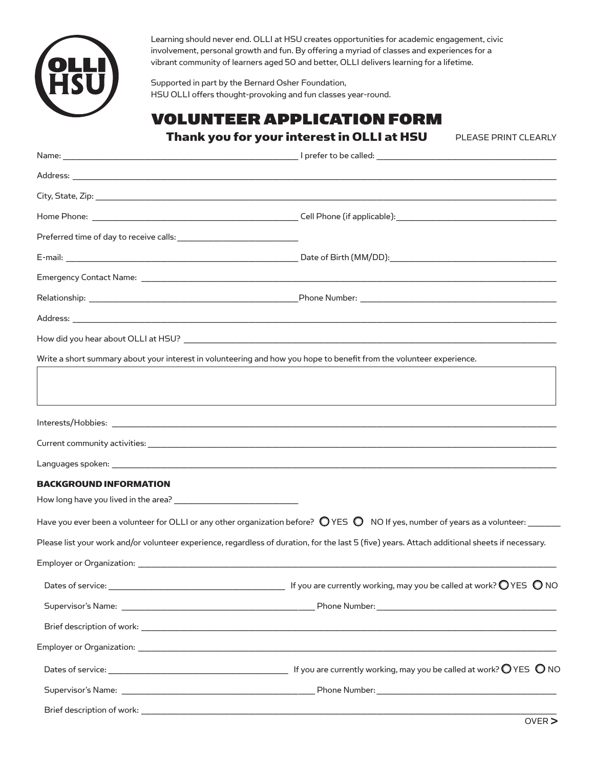OLLI HSU

Learning should never end. OLLI at HSU creates opportunities for academic engagement, civic involvement, personal growth and fun. By offering a myriad of classes and experiences for a vibrant community of learners aged 50 and better, OLLI delivers learning for a lifetime.

Supported in part by the Bernard Osher Foundation, HSU OLLI offers thought-provoking and fun classes year-round.

# VOLUNTEER APPLICATION FORM

## Thank you for your interest in OLLI at HSU

PLEASE PRINT CLEARLY

Name: _______________________ I prefer to be called: _______________________

Address: _______________________

City, State, Zip: _______________________

Home Phone: _______________________ Cell Phone (if applicable): _______________________

Preferred time of day to receive calls: _______________________

E-mail: _______________________ Date of Birth (MM/DD): _______________________

Emergency Contact Name: _______________________

Relationship: _______________________ Phone Number: _______________________

Address: _______________________

How did you hear about OLLI at HSU? _______________________

Write a short summary about your interest in volunteering and how you hope to benefit from the volunteer experience.

Interests/Hobbies: _______________________

Current community activities: _______________________

Languages spoken: _______________________

### BACKGROUND INFORMATION

How long have you lived in the area? _______________________

Have you ever been a volunteer for OLLI or any other organization before? ○ YES ○ NO If yes, number of years as a volunteer: _______

Please list your work and/or volunteer experience, regardless of duration, for the last 5 (five) years. Attach additional sheets if necessary.

Employer or Organization: _______________________

Dates of service: _______________________ If you are currently working, may you be called at work? ○ YES ○ NO

Supervisor's Name: _______________________ Phone Number: _______________________

Brief description of work: _______________________

Employer or Organization: _______________________

Dates of service: _______________________ If you are currently working, may you be called at work? ○ YES ○ NO

Supervisor's Name: _______________________ Phone Number: _______________________

Brief description of work: _______________________

OVER >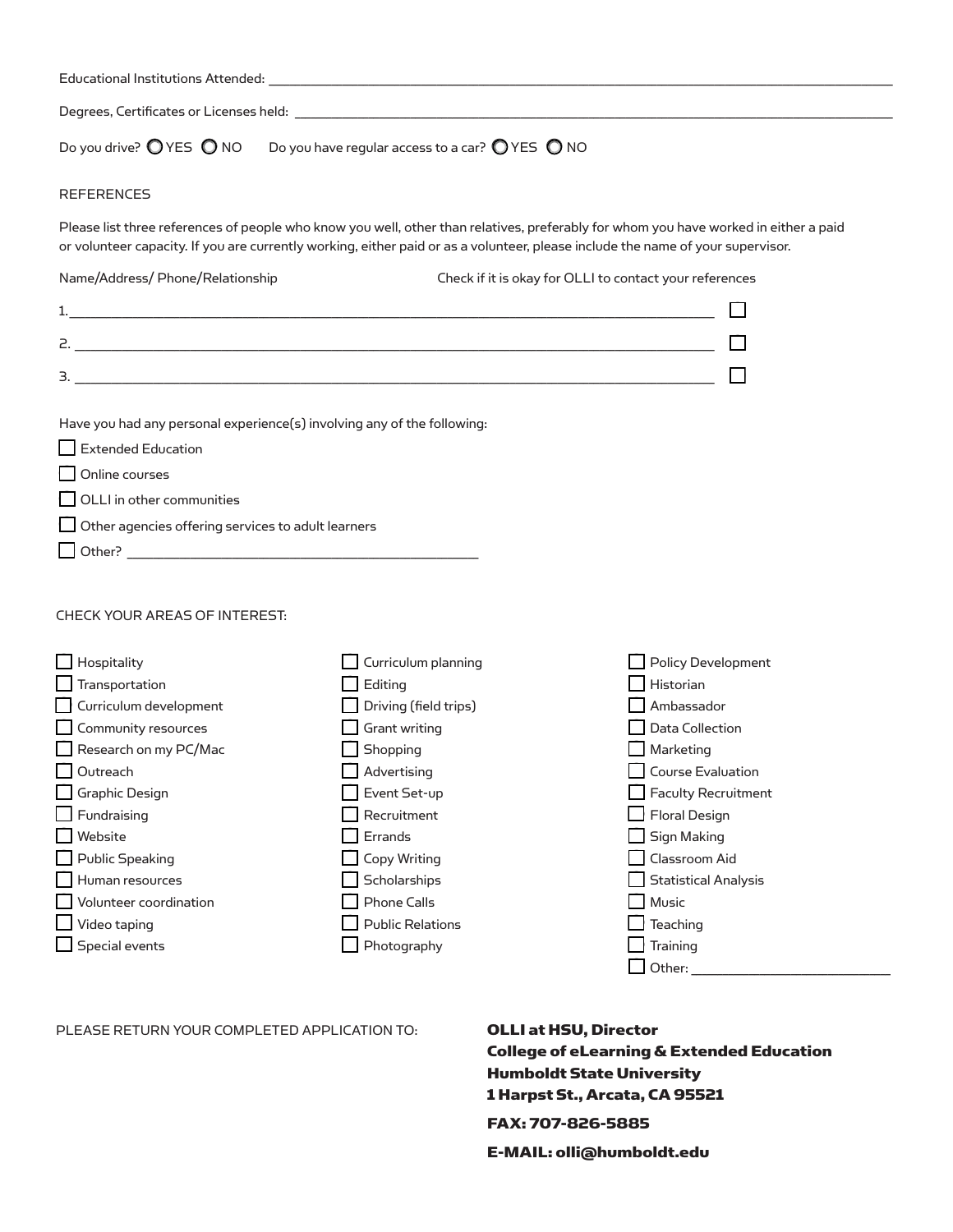Educational Institutions Attended: ______________________________________________

Degrees, Certificates or Licenses held: ______________________________________________

Do you drive? ◯ YES ◯ NO     Do you have regular access to a car? ◯ YES ◯ NO

REFERENCES

Please list three references of people who know you well, other than relatives, preferably for whom you have worked in either a paid or volunteer capacity. If you are currently working, either paid or as a volunteer, please include the name of your supervisor.

Name/Address/ Phone/Relationship     Check if it is okay for OLLI to contact your references

1. ______________________________________________ ☐

2. ______________________________________________ ☐

3. ______________________________________________ ☐

Have you had any personal experience(s) involving any of the following:

- ☐ Extended Education
- ☐ Online courses
- ☐ OLLI in other communities
- ☐ Other agencies offering services to adult learners
- ☐ Other? ______________________________

CHECK YOUR AREAS OF INTEREST:

- ☐ Hospitality
- ☐ Transportation
- ☐ Curriculum development
- ☐ Community resources
- ☐ Research on my PC/Mac
- ☐ Outreach
- ☐ Graphic Design
- ☐ Fundraising
- ☐ Website
- ☐ Public Speaking
- ☐ Human resources
- ☐ Volunteer coordination
- ☐ Video taping
- ☐ Special events
- ☐ Curriculum planning
- ☐ Editing
- ☐ Driving (field trips)
- ☐ Grant writing
- ☐ Shopping
- ☐ Advertising
- ☐ Event Set-up
- ☐ Recruitment
- ☐ Errands
- ☐ Copy Writing
- ☐ Scholarships
- ☐ Phone Calls
- ☐ Public Relations
- ☐ Photography
- ☐ Policy Development
- ☐ Historian
- ☐ Ambassador
- ☐ Data Collection
- ☐ Marketing
- ☐ Course Evaluation
- ☐ Faculty Recruitment
- ☐ Floral Design
- ☐ Sign Making
- ☐ Classroom Aid
- ☐ Statistical Analysis
- ☐ Music
- ☐ Teaching
- ☐ Training
- ☐ Other: ____________________

PLEASE RETURN YOUR COMPLETED APPLICATION TO:

**OLLI at HSU, Director**
**College of eLearning & Extended Education**
**Humboldt State University**
**1 Harpst St., Arcata, CA 95521**

**FAX: 707-826-5885**

**E-MAIL: olli@humboldt.edu**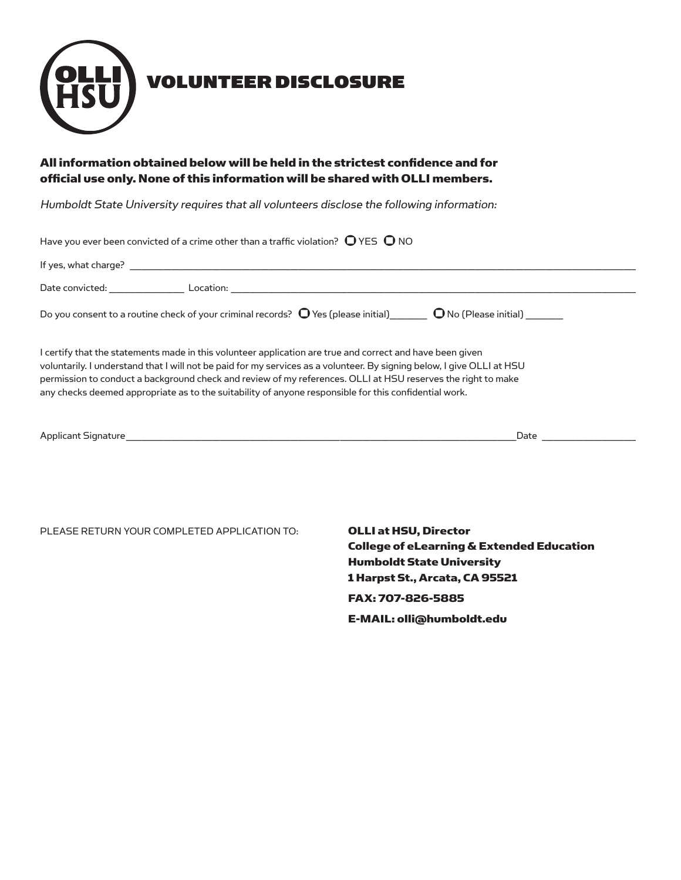# VOLUNTEER DISCLOSURE

**All information obtained below will be held in the strictest confidence and for official use only. None of this information will be shared with OLLI members.**

*Humboldt State University requires that all volunteers disclose the following information:*

Have you ever been convicted of a crime other than a traffic violation? ☐ YES ☐ NO

If yes, what charge? ____________________________________________

Date convicted: _______________ Location: ____________________________________________

Do you consent to a routine check of your criminal records? ☐ Yes (please initial)________ ☐ No (Please initial) ________

I certify that the statements made in this volunteer application are true and correct and have been given voluntarily. I understand that I will not be paid for my services as a volunteer. By signing below, I give OLLI at HSU permission to conduct a background check and review of my references. OLLI at HSU reserves the right to make any checks deemed appropriate as to the suitability of anyone responsible for this confidential work.

Applicant Signature____________________________________________Date ___________________

PLEASE RETURN YOUR COMPLETED APPLICATION TO:

**OLLI at HSU, Director**
**College of eLearning & Extended Education**
**Humboldt State University**
**1 Harpst St., Arcata, CA 95521**

**FAX: 707-826-5885**

**E-MAIL: olli@humboldt.edu**